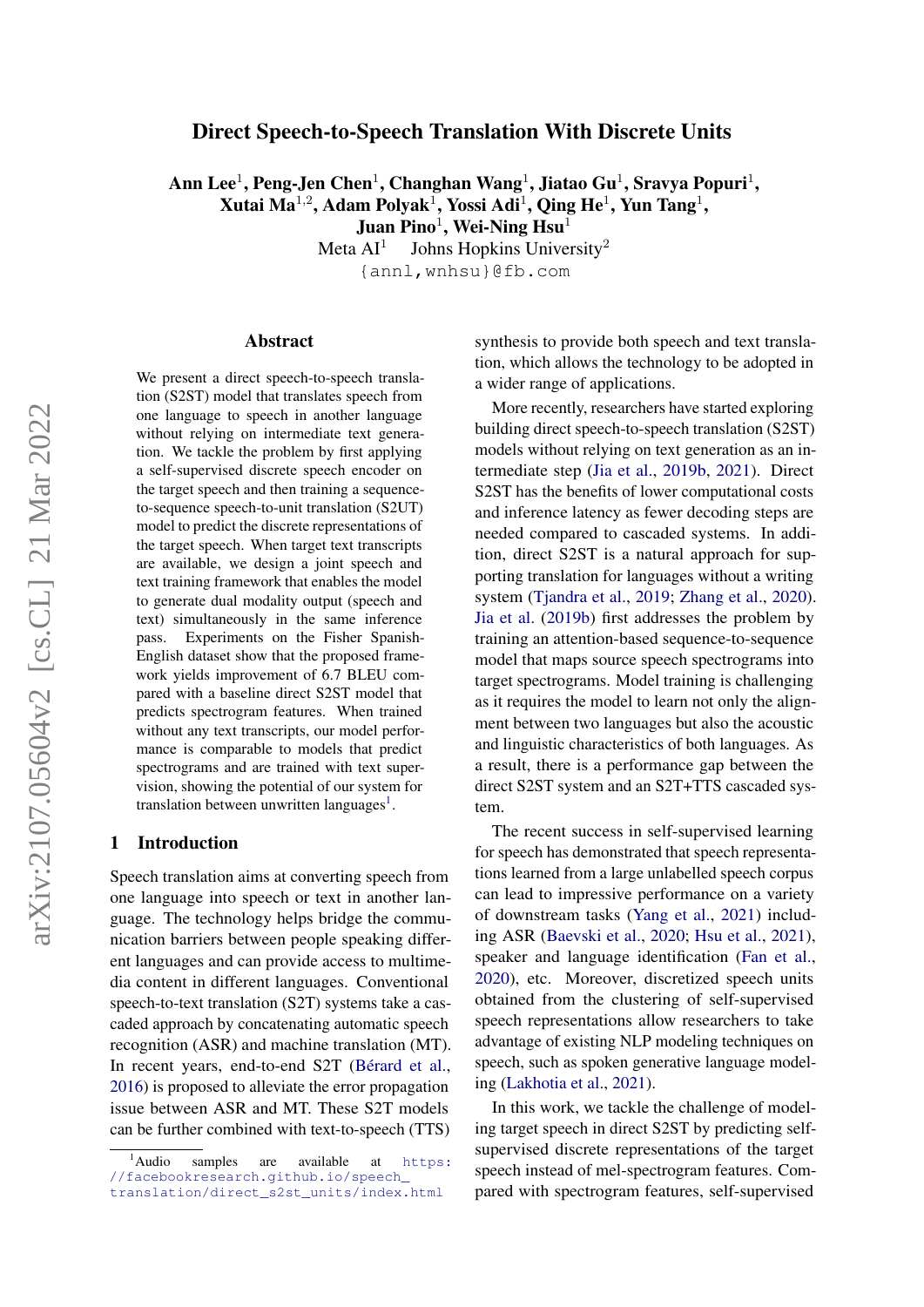# Direct Speech-to-Speech Translation With Discrete Units

**Ann Lee**[1], **Peng-Jen Chen**[1], **Changhan Wang**[1], **Jiatao Gu**[1], **Sravya Popuri**[1], **Xutai Ma**[1,2], **Adam Polyak**[1], **Yossi Adi**[1], **Qing He**[1], **Yun Tang**[1], **Juan Pino**[1], **Wei-Ning Hsu**[1]

Meta AI[1] Johns Hopkins University[2]

{annl,wnhsu}@fb.com

## Abstract

We present a direct speech-to-speech translation (S2ST) model that translates speech from one language to speech in another language without relying on intermediate text generation. We tackle the problem by first applying a self-supervised discrete speech encoder on the target speech and then training a sequence-to-sequence speech-to-unit translation (S2UT) model to predict the discrete representations of the target speech. When target text transcripts are available, we design a joint speech and text training framework that enables the model to generate dual modality output (speech and text) simultaneously in the same inference pass. Experiments on the Fisher Spanish-English dataset show that the proposed framework yields improvement of 6.7 BLEU compared with a baseline direct S2ST model that predicts spectrogram features. When trained without any text transcripts, our model performance is comparable to models that predict spectrograms and are trained with text supervision, showing the potential of our system for translation between unwritten languages[1].

## 1 Introduction

Speech translation aims at converting speech from one language into speech or text in another language. The technology helps bridge the communication barriers between people speaking different languages and can provide access to multimedia content in different languages. Conventional speech-to-text translation (S2T) systems take a cascaded approach by concatenating automatic speech recognition (ASR) and machine translation (MT). In recent years, end-to-end S2T (Bérard et al., 2016) is proposed to alleviate the error propagation issue between ASR and MT. These S2T models can be further combined with text-to-speech (TTS) synthesis to provide both speech and text translation, which allows the technology to be adopted in a wider range of applications.

More recently, researchers have started exploring building direct speech-to-speech translation (S2ST) models without relying on text generation as an intermediate step (Jia et al., 2019b, 2021). Direct S2ST has the benefits of lower computational costs and inference latency as fewer decoding steps are needed compared to cascaded systems. In addition, direct S2ST is a natural approach for supporting translation for languages without a writing system (Tjandra et al., 2019; Zhang et al., 2020). Jia et al. (2019b) first addresses the problem by training an attention-based sequence-to-sequence model that maps source speech spectrograms into target spectrograms. Model training is challenging as it requires the model to learn not only the alignment between two languages but also the acoustic and linguistic characteristics of both languages. As a result, there is a performance gap between the direct S2ST system and an S2T+TTS cascaded system.

The recent success in self-supervised learning for speech has demonstrated that speech representations learned from a large unlabelled speech corpus can lead to impressive performance on a variety of downstream tasks (Yang et al., 2021) including ASR (Baevski et al., 2020; Hsu et al., 2021), speaker and language identification (Fan et al., 2020), etc. Moreover, discretized speech units obtained from the clustering of self-supervised speech representations allow researchers to take advantage of existing NLP modeling techniques on speech, such as spoken generative language modeling (Lakhotia et al., 2021).

In this work, we tackle the challenge of modeling target speech in direct S2ST by predicting self-supervised discrete representations of the target speech instead of mel-spectrogram features. Compared with spectrogram features, self-supervised

[1] Audio samples are available at https://facebookresearch.github.io/speech_translation/direct_s2st_units/index.html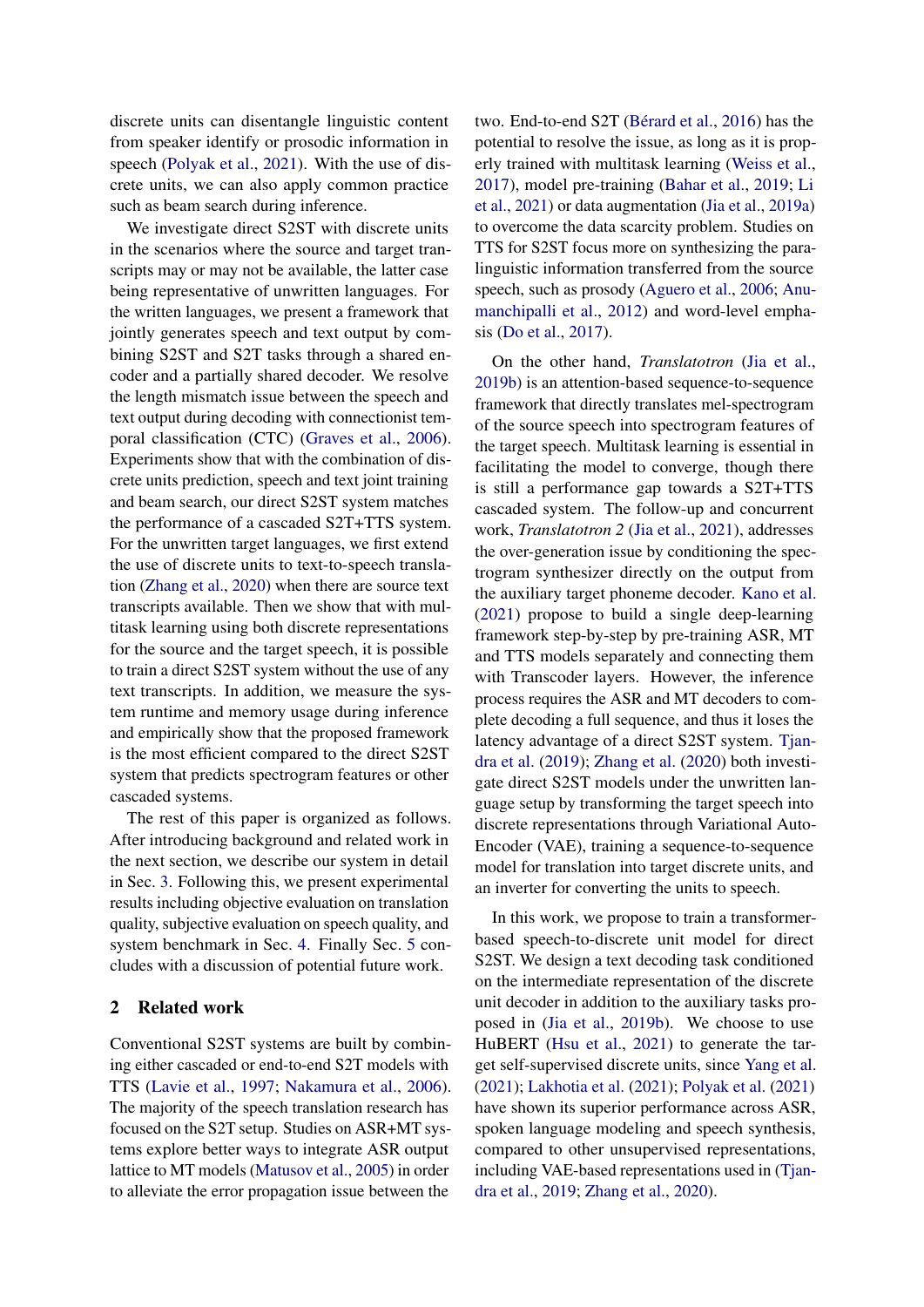discrete units can disentangle linguistic content from speaker identify or prosodic information in speech (Polyak et al., 2021). With the use of discrete units, we can also apply common practice such as beam search during inference.

We investigate direct S2ST with discrete units in the scenarios where the source and target transcripts may or may not be available, the latter case being representative of unwritten languages. For the written languages, we present a framework that jointly generates speech and text output by combining S2ST and S2T tasks through a shared encoder and a partially shared decoder. We resolve the length mismatch issue between the speech and text output during decoding with connectionist temporal classification (CTC) (Graves et al., 2006). Experiments show that with the combination of discrete units prediction, speech and text joint training and beam search, our direct S2ST system matches the performance of a cascaded S2T+TTS system. For the unwritten target languages, we first extend the use of discrete units to text-to-speech translation (Zhang et al., 2020) when there are source text transcripts available. Then we show that with multitask learning using both discrete representations for the source and the target speech, it is possible to train a direct S2ST system without the use of any text transcripts. In addition, we measure the system runtime and memory usage during inference and empirically show that the proposed framework is the most efficient compared to the direct S2ST system that predicts spectrogram features or other cascaded systems.

The rest of this paper is organized as follows. After introducing background and related work in the next section, we describe our system in detail in Sec. 3. Following this, we present experimental results including objective evaluation on translation quality, subjective evaluation on speech quality, and system benchmark in Sec. 4. Finally Sec. 5 concludes with a discussion of potential future work.

## 2 Related work

Conventional S2ST systems are built by combining either cascaded or end-to-end S2T models with TTS (Lavie et al., 1997; Nakamura et al., 2006). The majority of the speech translation research has focused on the S2T setup. Studies on ASR+MT systems explore better ways to integrate ASR output lattice to MT models (Matusov et al., 2005) in order to alleviate the error propagation issue between the two. End-to-end S2T (Bérard et al., 2016) has the potential to resolve the issue, as long as it is properly trained with multitask learning (Weiss et al., 2017), model pre-training (Bahar et al., 2019; Li et al., 2021) or data augmentation (Jia et al., 2019a) to overcome the data scarcity problem. Studies on TTS for S2ST focus more on synthesizing the paralinguistic information transferred from the source speech, such as prosody (Aguero et al., 2006; Anumanchipalli et al., 2012) and word-level emphasis (Do et al., 2017).

On the other hand, *Translatotron* (Jia et al., 2019b) is an attention-based sequence-to-sequence framework that directly translates mel-spectrogram of the source speech into spectrogram features of the target speech. Multitask learning is essential in facilitating the model to converge, though there is still a performance gap towards a S2T+TTS cascaded system. The follow-up and concurrent work, *Translatotron 2* (Jia et al., 2021), addresses the over-generation issue by conditioning the spectrogram synthesizer directly on the output from the auxiliary target phoneme decoder. Kano et al. (2021) propose to build a single deep-learning framework step-by-step by pre-training ASR, MT and TTS models separately and connecting them with Transcoder layers. However, the inference process requires the ASR and MT decoders to complete decoding a full sequence, and thus it loses the latency advantage of a direct S2ST system. Tjandra et al. (2019); Zhang et al. (2020) both investigate direct S2ST models under the unwritten language setup by transforming the target speech into discrete representations through Variational Auto-Encoder (VAE), training a sequence-to-sequence model for translation into target discrete units, and an inverter for converting the units to speech.

In this work, we propose to train a transformer-based speech-to-discrete unit model for direct S2ST. We design a text decoding task conditioned on the intermediate representation of the discrete unit decoder in addition to the auxiliary tasks proposed in (Jia et al., 2019b). We choose to use HuBERT (Hsu et al., 2021) to generate the target self-supervised discrete units, since Yang et al. (2021); Lakhotia et al. (2021); Polyak et al. (2021) have shown its superior performance across ASR, spoken language modeling and speech synthesis, compared to other unsupervised representations, including VAE-based representations used in (Tjandra et al., 2019; Zhang et al., 2020).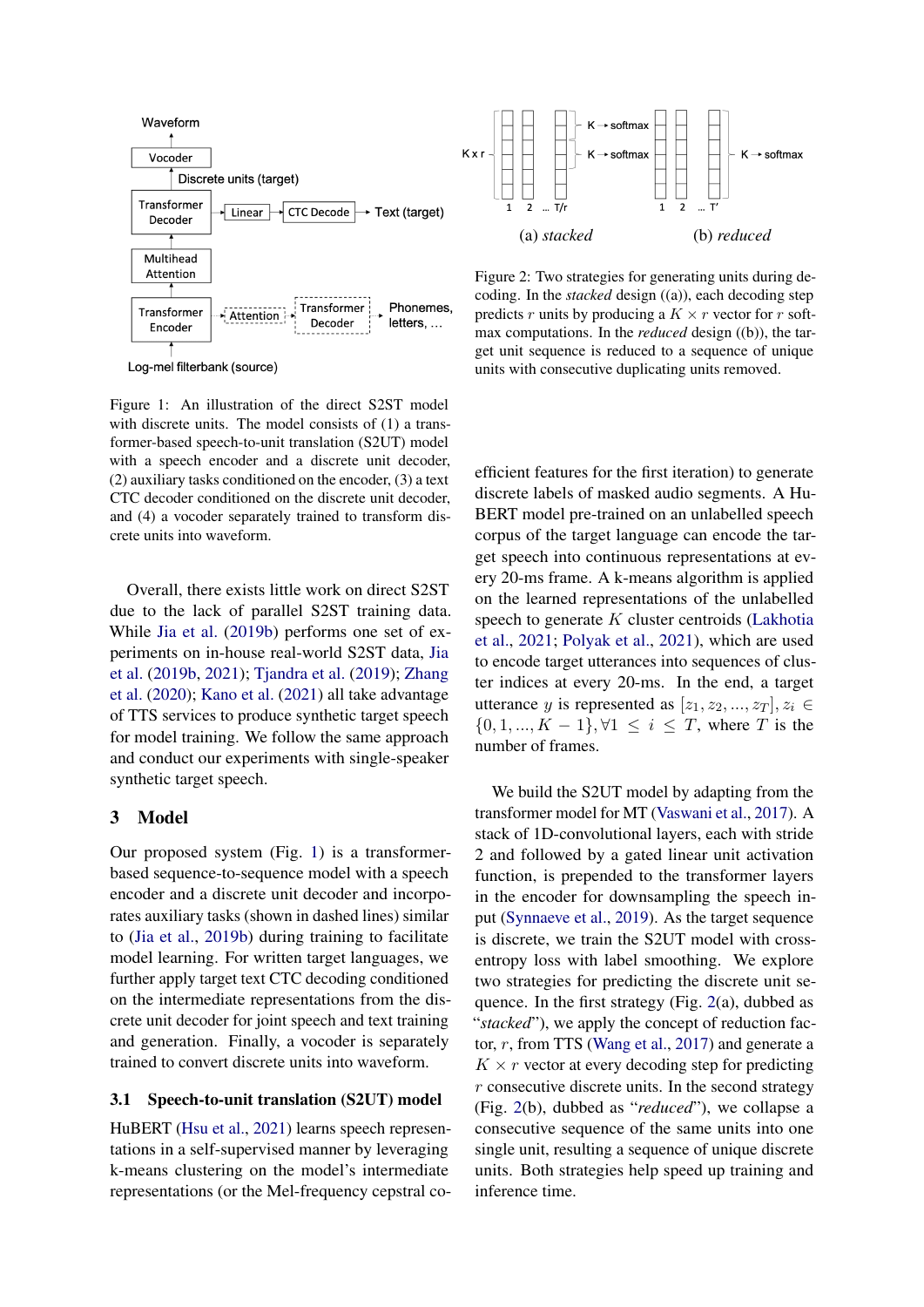Figure 1: An illustration of the direct S2ST model with discrete units. The model consists of (1) a transformer-based speech-to-unit translation (S2UT) model with a speech encoder and a discrete unit decoder, (2) auxiliary tasks conditioned on the encoder, (3) a text CTC decoder conditioned on the discrete unit decoder, and (4) a vocoder separately trained to transform discrete units into waveform.

Figure 2: Two strategies for generating units during decoding. In the *stacked* design ((a)), each decoding step predicts $r$ units by producing a $K \times r$ vector for $r$ softmax computations. In the *reduced* design ((b)), the target unit sequence is reduced to a sequence of unique units with consecutive duplicating units removed.

Overall, there exists little work on direct S2ST due to the lack of parallel S2ST training data. While Jia et al. (2019b) performs one set of experiments on in-house real-world S2ST data, Jia et al. (2019b, 2021); Tjandra et al. (2019); Zhang et al. (2020); Kano et al. (2021) all take advantage of TTS services to produce synthetic target speech for model training. We follow the same approach and conduct our experiments with single-speaker synthetic target speech.

## 3 Model

Our proposed system (Fig. 1) is a transformer-based sequence-to-sequence model with a speech encoder and a discrete unit decoder and incorporates auxiliary tasks (shown in dashed lines) similar to (Jia et al., 2019b) during training to facilitate model learning. For written target languages, we further apply target text CTC decoding conditioned on the intermediate representations from the discrete unit decoder for joint speech and text training and generation. Finally, a vocoder is separately trained to convert discrete units into waveform.

### 3.1 Speech-to-unit translation (S2UT) model

HuBERT (Hsu et al., 2021) learns speech representations in a self-supervised manner by leveraging k-means clustering on the model's intermediate representations (or the Mel-frequency cepstral coefficient features for the first iteration) to generate discrete labels of masked audio segments. A HuBERT model pre-trained on an unlabelled speech corpus of the target language can encode the target speech into continuous representations at every 20-ms frame. A k-means algorithm is applied on the learned representations of the unlabelled speech to generate $K$ cluster centroids (Lakhotia et al., 2021; Polyak et al., 2021), which are used to encode target utterances into sequences of cluster indices at every 20-ms. In the end, a target utterance $y$ is represented as $[z_1, z_2, ..., z_T], z_i \in \{0, 1, ..., K-1\}, \forall 1 \leq i \leq T$, where $T$ is the number of frames.

We build the S2UT model by adapting from the transformer model for MT (Vaswani et al., 2017). A stack of 1D-convolutional layers, each with stride 2 and followed by a gated linear unit activation function, is prepended to the transformer layers in the encoder for downsampling the speech input (Synnaeve et al., 2019). As the target sequence is discrete, we train the S2UT model with cross-entropy loss with label smoothing. We explore two strategies for predicting the discrete unit sequence. In the first strategy (Fig. 2(a), dubbed as "*stacked*"), we apply the concept of reduction factor, $r$, from TTS (Wang et al., 2017) and generate a $K \times r$ vector at every decoding step for predicting $r$ consecutive discrete units. In the second strategy (Fig. 2(b), dubbed as "*reduced*"), we collapse a consecutive sequence of the same units into one single unit, resulting a sequence of unique discrete units. Both strategies help speed up training and inference time.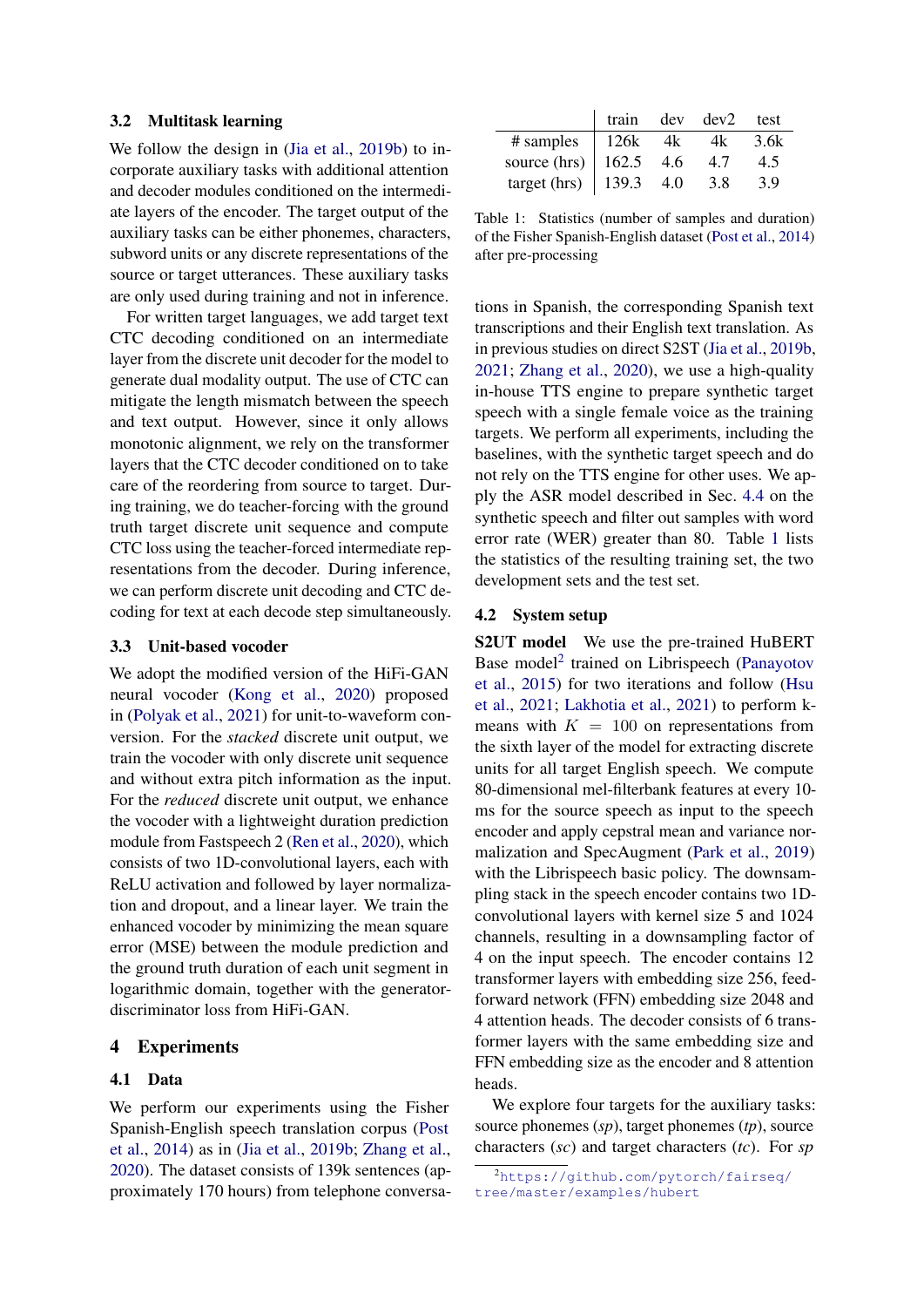### 3.2 Multitask learning

We follow the design in (Jia et al., 2019b) to incorporate auxiliary tasks with additional attention and decoder modules conditioned on the intermediate layers of the encoder. The target output of the auxiliary tasks can be either phonemes, characters, subword units or any discrete representations of the source or target utterances. These auxiliary tasks are only used during training and not in inference.

For written target languages, we add target text CTC decoding conditioned on an intermediate layer from the discrete unit decoder for the model to generate dual modality output. The use of CTC can mitigate the length mismatch between the speech and text output. However, since it only allows monotonic alignment, we rely on the transformer layers that the CTC decoder conditioned on to take care of the reordering from source to target. During training, we do teacher-forcing with the ground truth target discrete unit sequence and compute CTC loss using the teacher-forced intermediate representations from the decoder. During inference, we can perform discrete unit decoding and CTC decoding for text at each decode step simultaneously.

### 3.3 Unit-based vocoder

We adopt the modified version of the HiFi-GAN neural vocoder (Kong et al., 2020) proposed in (Polyak et al., 2021) for unit-to-waveform conversion. For the *stacked* discrete unit output, we train the vocoder with only discrete unit sequence and without extra pitch information as the input. For the *reduced* discrete unit output, we enhance the vocoder with a lightweight duration prediction module from Fastspeech 2 (Ren et al., 2020), which consists of two 1D-convolutional layers, each with ReLU activation and followed by layer normalization and dropout, and a linear layer. We train the enhanced vocoder by minimizing the mean square error (MSE) between the module prediction and the ground truth duration of each unit segment in logarithmic domain, together with the generator-discriminator loss from HiFi-GAN.

## 4 Experiments

### 4.1 Data

We perform our experiments using the Fisher Spanish-English speech translation corpus (Post et al., 2014) as in (Jia et al., 2019b; Zhang et al., 2020). The dataset consists of 139k sentences (approximately 170 hours) from telephone conversations in Spanish, the corresponding Spanish text transcriptions and their English text translation. As in previous studies on direct S2ST (Jia et al., 2019b, 2021; Zhang et al., 2020), we use a high-quality in-house TTS engine to prepare synthetic target speech with a single female voice as the training targets. We perform all experiments, including the baselines, with the synthetic target speech and do not rely on the TTS engine for other uses. We apply the ASR model described in Sec. 4.4 on the synthetic speech and filter out samples with word error rate (WER) greater than 80. Table 1 lists the statistics of the resulting training set, the two development sets and the test set.

| | train | dev | dev2 | test |
|---|---|---|---|---|
| # samples | 126k | 4k | 4k | 3.6k |
| source (hrs) | 162.5 | 4.6 | 4.7 | 4.5 |
| target (hrs) | 139.3 | 4.0 | 3.8 | 3.9 |

Table 1: Statistics (number of samples and duration) of the Fisher Spanish-English dataset (Post et al., 2014) after pre-processing

### 4.2 System setup

**S2UT model** We use the pre-trained HuBERT Base model[2] trained on Librispeech (Panayotov et al., 2015) for two iterations and follow (Hsu et al., 2021; Lakhotia et al., 2021) to perform k-means with $K = 100$ on representations from the sixth layer of the model for extracting discrete units for all target English speech. We compute 80-dimensional mel-filterbank features at every 10-ms for the source speech as input to the speech encoder and apply cepstral mean and variance normalization and SpecAugment (Park et al., 2019) with the Librispeech basic policy. The downsampling stack in the speech encoder contains two 1D-convolutional layers with kernel size 5 and 1024 channels, resulting in a downsampling factor of 4 on the input speech. The encoder contains 12 transformer layers with embedding size 256, feed-forward network (FFN) embedding size 2048 and 4 attention heads. The decoder consists of 6 transformer layers with the same embedding size and FFN embedding size as the encoder and 8 attention heads.

We explore four targets for the auxiliary tasks: source phonemes (*sp*), target phonemes (*tp*), source characters (*sc*) and target characters (*tc*). For *sp*

[2] https://github.com/pytorch/fairseq/tree/master/examples/hubert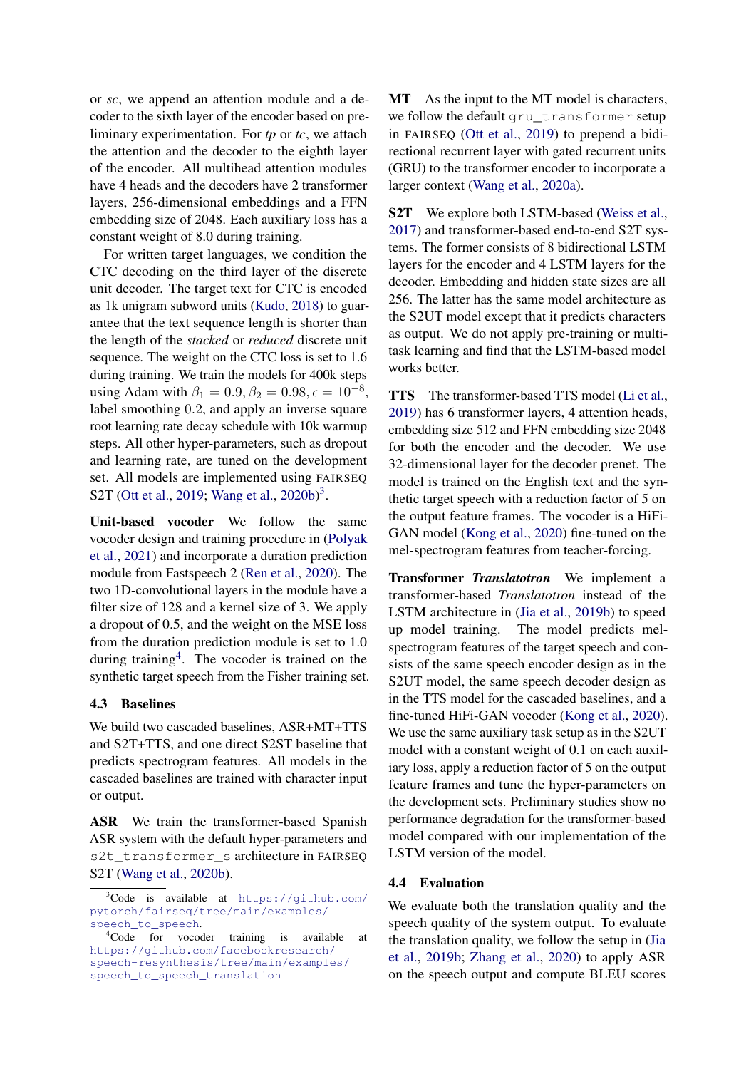or *sc*, we append an attention module and a decoder to the sixth layer of the encoder based on preliminary experimentation. For *tp* or *tc*, we attach the attention and the decoder to the eighth layer of the encoder. All multihead attention modules have 4 heads and the decoders have 2 transformer layers, 256-dimensional embeddings and a FFN embedding size of 2048. Each auxiliary loss has a constant weight of 8.0 during training.

For written target languages, we condition the CTC decoding on the third layer of the discrete unit decoder. The target text for CTC is encoded as 1k unigram subword units (Kudo, 2018) to guarantee that the text sequence length is shorter than the length of the *stacked* or *reduced* discrete unit sequence. The weight on the CTC loss is set to 1.6 during training. We train the models for 400k steps using Adam with $\beta_1 = 0.9, \beta_2 = 0.98, \epsilon = 10^{-8}$, label smoothing 0.2, and apply an inverse square root learning rate decay schedule with 10k warmup steps. All other hyper-parameters, such as dropout and learning rate, are tuned on the development set. All models are implemented using FAIRSEQ S2T (Ott et al., 2019; Wang et al., 2020b)[3].

**Unit-based vocoder** We follow the same vocoder design and training procedure in (Polyak et al., 2021) and incorporate a duration prediction module from Fastspeech 2 (Ren et al., 2020). The two 1D-convolutional layers in the module have a filter size of 128 and a kernel size of 3. We apply a dropout of 0.5, and the weight on the MSE loss from the duration prediction module is set to 1.0 during training[4]. The vocoder is trained on the synthetic target speech from the Fisher training set.

### 4.3 Baselines

We build two cascaded baselines, ASR+MT+TTS and S2T+TTS, and one direct S2ST baseline that predicts spectrogram features. All models in the cascaded baselines are trained with character input or output.

**ASR** We train the transformer-based Spanish ASR system with the default hyper-parameters and `s2t_transformer_s` architecture in FAIRSEQ S2T (Wang et al., 2020b).

**MT** As the input to the MT model is characters, we follow the default `gru_transformer` setup in FAIRSEQ (Ott et al., 2019) to prepend a bidirectional recurrent layer with gated recurrent units (GRU) to the transformer encoder to incorporate a larger context (Wang et al., 2020a).

**S2T** We explore both LSTM-based (Weiss et al., 2017) and transformer-based end-to-end S2T systems. The former consists of 8 bidirectional LSTM layers for the encoder and 4 LSTM layers for the decoder. Embedding and hidden state sizes are all 256. The latter has the same model architecture as the S2UT model except that it predicts characters as output. We do not apply pre-training or multitask learning and find that the LSTM-based model works better.

**TTS** The transformer-based TTS model (Li et al., 2019) has 6 transformer layers, 4 attention heads, embedding size 512 and FFN embedding size 2048 for both the encoder and the decoder. We use 32-dimensional layer for the decoder prenet. The model is trained on the English text and the synthetic target speech with a reduction factor of 5 on the output feature frames. The vocoder is a HiFi-GAN model (Kong et al., 2020) fine-tuned on the mel-spectrogram features from teacher-forcing.

**Transformer *Translatotron*** We implement a transformer-based *Translatotron* instead of the LSTM architecture in (Jia et al., 2019b) to speed up model training. The model predicts mel-spectrogram features of the target speech and consists of the same speech encoder design as in the S2UT model, the same speech decoder design as in the TTS model for the cascaded baselines, and a fine-tuned HiFi-GAN vocoder (Kong et al., 2020). We use the same auxiliary task setup as in the S2UT model with a constant weight of 0.1 on each auxiliary loss, apply a reduction factor of 5 on the output feature frames and tune the hyper-parameters on the development sets. Preliminary studies show no performance degradation for the transformer-based model compared with our implementation of the LSTM version of the model.

### 4.4 Evaluation

We evaluate both the translation quality and the speech quality of the system output. To evaluate the translation quality, we follow the setup in (Jia et al., 2019b; Zhang et al., 2020) to apply ASR on the speech output and compute BLEU scores

[3] Code is available at https://github.com/pytorch/fairseq/tree/main/examples/speech_to_speech.

[4] Code for vocoder training is available at https://github.com/facebookresearch/speech-resynthesis/tree/main/examples/speech_to_speech_translation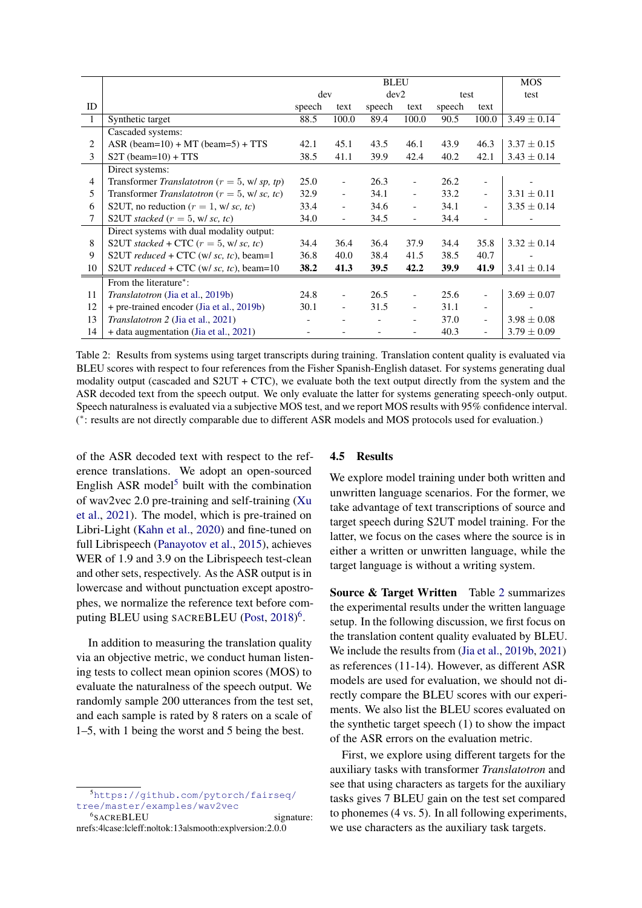| ID | | BLEU | | | | | | MOS |
|---|---|---|---|---|---|---|---|---|
| | | dev | | dev2 | | test | | test |
| | | speech | text | speech | text | speech | text | |
| 1 | Synthetic target | 88.5 | 100.0 | 89.4 | 100.0 | 90.5 | 100.0 | $3.49 \pm 0.14$ |
| | Cascaded systems: | | | | | | | |
| 2 | ASR (beam=10) + MT (beam=5) + TTS | 42.1 | 45.1 | 43.5 | 46.1 | 43.9 | 46.3 | $3.37 \pm 0.15$ |
| 3 | S2T (beam=10) + TTS | 38.5 | 41.1 | 39.9 | 42.4 | 40.2 | 42.1 | $3.43 \pm 0.14$ |
| | Direct systems: | | | | | | | |
| 4 | Transformer *Translatotron* ($r = 5$, w/ *sp, tp*) | 25.0 | - | 26.3 | - | 26.2 | - | - |
| 5 | Transformer *Translatotron* ($r = 5$, w/ *sc, tc*) | 32.9 | - | 34.1 | - | 33.2 | - | $3.31 \pm 0.11$ |
| 6 | S2UT, no reduction ($r = 1$, w/ *sc, tc*) | 33.4 | - | 34.6 | - | 34.1 | - | $3.35 \pm 0.14$ |
| 7 | S2UT *stacked* ($r = 5$, w/ *sc, tc*) | 34.0 | - | 34.5 | - | 34.4 | - | - |
| | Direct systems with dual modality output: | | | | | | | |
| 8 | S2UT *stacked* + CTC ($r = 5$, w/ *sc, tc*) | 34.4 | 36.4 | 36.4 | 37.9 | 34.4 | 35.8 | $3.32 \pm 0.14$ |
| 9 | S2UT *reduced* + CTC (w/ *sc, tc*), beam=1 | 36.8 | 40.0 | 38.4 | 41.5 | 38.5 | 40.7 | - |
| 10 | S2UT *reduced* + CTC (w/ *sc, tc*), beam=10 | **38.2** | **41.3** | **39.5** | **42.2** | **39.9** | **41.9** | $3.41 \pm 0.14$ |
| | From the literature*: | | | | | | | |
| 11 | *Translatotron* (Jia et al., 2019b) | 24.8 | - | 26.5 | - | 25.6 | - | $3.69 \pm 0.07$ |
| 12 | + pre-trained encoder (Jia et al., 2019b) | 30.1 | - | 31.5 | - | 31.1 | - | - |
| 13 | *Translatotron 2* (Jia et al., 2021) | - | - | - | - | 37.0 | - | $3.98 \pm 0.08$ |
| 14 | + data augmentation (Jia et al., 2021) | - | - | - | - | 40.3 | - | $3.79 \pm 0.09$ |

Table 2: Results from systems using target transcripts during training. Translation content quality is evaluated via BLEU scores with respect to four references from the Fisher Spanish-English dataset. For systems generating dual modality output (cascaded and S2UT + CTC), we evaluate both the text output directly from the system and the ASR decoded text from the speech output. We only evaluate the latter for systems generating speech-only output. Speech naturalness is evaluated via a subjective MOS test, and we report MOS results with 95% confidence interval. (*: results are not directly comparable due to different ASR models and MOS protocols used for evaluation.)

of the ASR decoded text with respect to the reference translations. We adopt an open-sourced English ASR model[5] built with the combination of wav2vec 2.0 pre-training and self-training (Xu et al., 2021). The model, which is pre-trained on Libri-Light (Kahn et al., 2020) and fine-tuned on full Librispeech (Panayotov et al., 2015), achieves WER of 1.9 and 3.9 on the Librispeech test-clean and other sets, respectively. As the ASR output is in lowercase and without punctuation except apostrophes, we normalize the reference text before computing BLEU using SACREBLEU (Post, 2018)[6].

In addition to measuring the translation quality via an objective metric, we conduct human listening tests to collect mean opinion scores (MOS) to evaluate the naturalness of the speech output. We randomly sample 200 utterances from the test set, and each sample is rated by 8 raters on a scale of 1–5, with 1 being the worst and 5 being the best.

### 4.5 Results

We explore model training under both written and unwritten language scenarios. For the former, we take advantage of text transcriptions of source and target speech during S2UT model training. For the latter, we focus on the cases where the source is in either a written or unwritten language, while the target language is without a writing system.

**Source & Target Written** Table 2 summarizes the experimental results under the written language setup. In the following discussion, we first focus on the translation content quality evaluated by BLEU. We include the results from (Jia et al., 2019b, 2021) as references (11-14). However, as different ASR models are used for evaluation, we should not directly compare the BLEU scores with our experiments. We also list the BLEU scores evaluated on the synthetic target speech (1) to show the impact of the ASR errors on the evaluation metric.

First, we explore using different targets for the auxiliary tasks with transformer *Translatotron* and see that using characters as targets for the auxiliary tasks gives 7 BLEU gain on the test set compared to phonemes (4 vs. 5). In all following experiments, we use characters as the auxiliary task targets.

[5] https://github.com/pytorch/fairseq/tree/master/examples/wav2vec

[6] SACREBLEU signature: nrefs:4|case:lc|eff:no|tok:13a|smooth:exp|version:2.0.0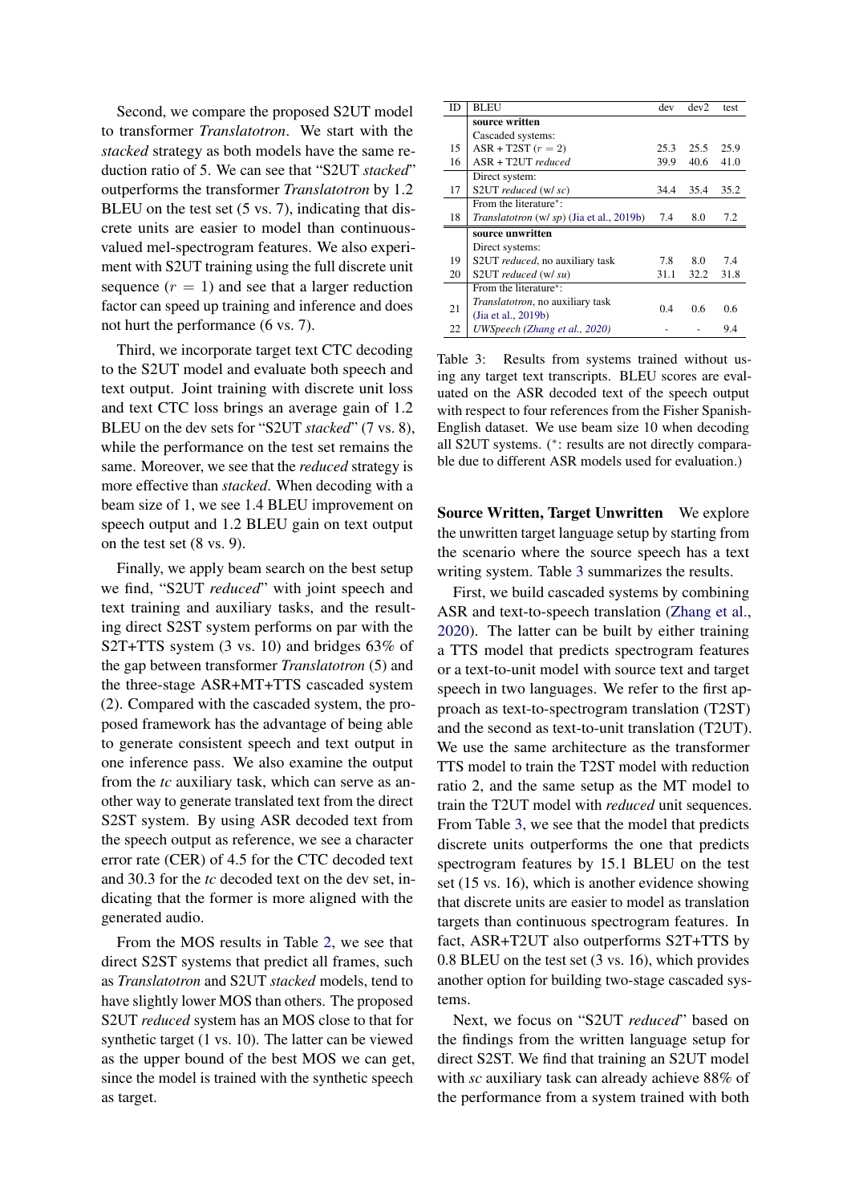Second, we compare the proposed S2UT model to transformer *Translatotron*. We start with the *stacked* strategy as both models have the same reduction ratio of 5. We can see that "S2UT *stacked*" outperforms the transformer *Translatotron* by 1.2 BLEU on the test set (5 vs. 7), indicating that discrete units are easier to model than continuous-valued mel-spectrogram features. We also experiment with S2UT training using the full discrete unit sequence ($r = 1$) and see that a larger reduction factor can speed up training and inference and does not hurt the performance (6 vs. 7).

Third, we incorporate target text CTC decoding to the S2UT model and evaluate both speech and text output. Joint training with discrete unit loss and text CTC loss brings an average gain of 1.2 BLEU on the dev sets for "S2UT *stacked*" (7 vs. 8), while the performance on the test set remains the same. Moreover, we see that the *reduced* strategy is more effective than *stacked*. When decoding with a beam size of 1, we see 1.4 BLEU improvement on speech output and 1.2 BLEU gain on text output on the test set (8 vs. 9).

Finally, we apply beam search on the best setup we find, "S2UT *reduced*" with joint speech and text training and auxiliary tasks, and the resulting direct S2ST system performs on par with the S2T+TTS system (3 vs. 10) and bridges 63% of the gap between transformer *Translatotron* (5) and the three-stage ASR+MT+TTS cascaded system (2). Compared with the cascaded system, the proposed framework has the advantage of being able to generate consistent speech and text output in one inference pass. We also examine the output from the *tc* auxiliary task, which can serve as another way to generate translated text from the direct S2ST system. By using ASR decoded text from the speech output as reference, we see a character error rate (CER) of 4.5 for the CTC decoded text and 30.3 for the *tc* decoded text on the dev set, indicating that the former is more aligned with the generated audio.

From the MOS results in Table 2, we see that direct S2ST systems that predict all frames, such as *Translatotron* and S2UT *stacked* models, tend to have slightly lower MOS than others. The proposed S2UT *reduced* system has an MOS close to that for synthetic target (1 vs. 10). The latter can be viewed as the upper bound of the best MOS we can get, since the model is trained with the synthetic speech as target.

| ID | BLEU | dev | dev2 | test |
|---|---|---|---|---|
| | **source written** | | | |
| | Cascaded systems: | | | |
| 15 | ASR + T2ST ($r = 2$) | 25.3 | 25.5 | 25.9 |
| 16 | ASR + T2UT *reduced* | 39.9 | 40.6 | 41.0 |
| | Direct system: | | | |
| 17 | S2UT *reduced* (w/ *sc*) | 34.4 | 35.4 | 35.2 |
| | From the literature*: | | | |
| 18 | *Translatotron* (w/ *sp*) (Jia et al., 2019b) | 7.4 | 8.0 | 7.2 |
| | **source unwritten** | | | |
| | Direct systems: | | | |
| 19 | S2UT *reduced*, no auxiliary task | 7.8 | 8.0 | 7.4 |
| 20 | S2UT *reduced* (w/ *su*) | 31.1 | 32.2 | 31.8 |
| | From the literature*: | | | |
| 21 | *Translatotron*, no auxiliary task (Jia et al., 2019b) | 0.4 | 0.6 | 0.6 |
| 22 | *UWSpeech* (Zhang et al., 2020) | - | - | 9.4 |

Table 3: Results from systems trained without using any target text transcripts. BLEU scores are evaluated on the ASR decoded text of the speech output with respect to four references from the Fisher Spanish-English dataset. We use beam size 10 when decoding all S2UT systems. (*: results are not directly comparable due to different ASR models used for evaluation.)

**Source Written, Target Unwritten** We explore the unwritten target language setup by starting from the scenario where the source speech has a text writing system. Table 3 summarizes the results.

First, we build cascaded systems by combining ASR and text-to-speech translation (Zhang et al., 2020). The latter can be built by either training a TTS model that predicts spectrogram features or a text-to-unit model with source text and target speech in two languages. We refer to the first approach as text-to-spectrogram translation (T2ST) and the second as text-to-unit translation (T2UT). We use the same architecture as the transformer TTS model to train the T2ST model with reduction ratio 2, and the same setup as the MT model to train the T2UT model with *reduced* unit sequences. From Table 3, we see that the model that predicts discrete units outperforms the one that predicts spectrogram features by 15.1 BLEU on the test set (15 vs. 16), which is another evidence showing that discrete units are easier to model as translation targets than continuous spectrogram features. In fact, ASR+T2UT also outperforms S2T+TTS by 0.8 BLEU on the test set (3 vs. 16), which provides another option for building two-stage cascaded systems.

Next, we focus on "S2UT *reduced*" based on the findings from the written language setup for direct S2ST. We find that training an S2UT model with *sc* auxiliary task can already achieve 88% of the performance from a system trained with both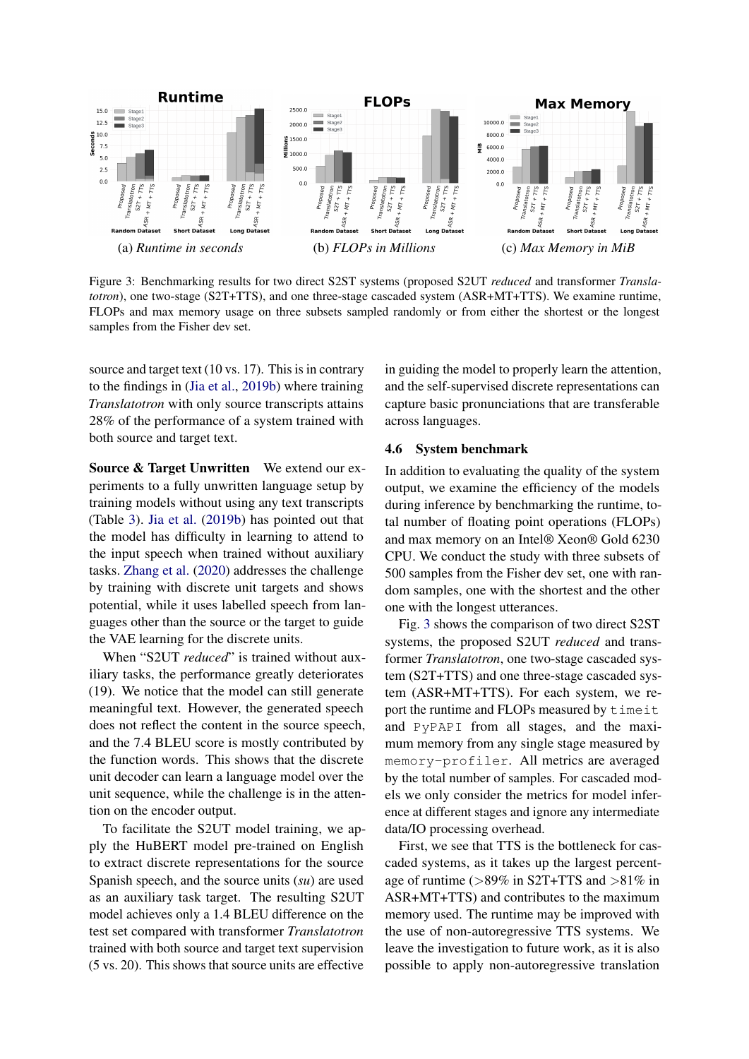(a) *Runtime in seconds* (b) *FLOPs in Millions* (c) *Max Memory in MiB*

Figure 3: Benchmarking results for two direct S2ST systems (proposed S2UT *reduced* and transformer *Translatotron*), one two-stage (S2T+TTS), and one three-stage cascaded system (ASR+MT+TTS). We examine runtime, FLOPs and max memory usage on three subsets sampled randomly or from either the shortest or the longest samples from the Fisher dev set.

source and target text (10 vs. 17). This is in contrary to the findings in (Jia et al., 2019b) where training *Translatotron* with only source transcripts attains 28% of the performance of a system trained with both source and target text.

**Source & Target Unwritten** We extend our experiments to a fully unwritten language setup by training models without using any text transcripts (Table 3). Jia et al. (2019b) has pointed out that the model has difficulty in learning to attend to the input speech when trained without auxiliary tasks. Zhang et al. (2020) addresses the challenge by training with discrete unit targets and shows potential, while it uses labelled speech from languages other than the source or the target to guide the VAE learning for the discrete units.

When "S2UT *reduced*" is trained without auxiliary tasks, the performance greatly deteriorates (19). We notice that the model can still generate meaningful text. However, the generated speech does not reflect the content in the source speech, and the 7.4 BLEU score is mostly contributed by the function words. This shows that the discrete unit decoder can learn a language model over the unit sequence, while the challenge is in the attention on the encoder output.

To facilitate the S2UT model training, we apply the HuBERT model pre-trained on English to extract discrete representations for the source Spanish speech, and the source units (*su*) are used as an auxiliary task target. The resulting S2UT model achieves only a 1.4 BLEU difference on the test set compared with transformer *Translatotron* trained with both source and target text supervision (5 vs. 20). This shows that source units are effective in guiding the model to properly learn the attention, and the self-supervised discrete representations can capture basic pronunciations that are transferable across languages.

### 4.6 System benchmark

In addition to evaluating the quality of the system output, we examine the efficiency of the models during inference by benchmarking the runtime, total number of floating point operations (FLOPs) and max memory on an Intel® Xeon® Gold 6230 CPU. We conduct the study with three subsets of 500 samples from the Fisher dev set, one with random samples, one with the shortest and the other one with the longest utterances.

Fig. 3 shows the comparison of two direct S2ST systems, the proposed S2UT *reduced* and transformer *Translatotron*, one two-stage cascaded system (S2T+TTS) and one three-stage cascaded system (ASR+MT+TTS). For each system, we report the runtime and FLOPs measured by `timeit` and `PyPAPI` from all stages, and the maximum memory from any single stage measured by `memory-profiler`. All metrics are averaged by the total number of samples. For cascaded models we only consider the metrics for model inference at different stages and ignore any intermediate data/IO processing overhead.

First, we see that TTS is the bottleneck for cascaded systems, as it takes up the largest percentage of runtime (>89% in S2T+TTS and >81% in ASR+MT+TTS) and contributes to the maximum memory used. The runtime may be improved with the use of non-autoregressive TTS systems. We leave the investigation to future work, as it is also possible to apply non-autoregressive translation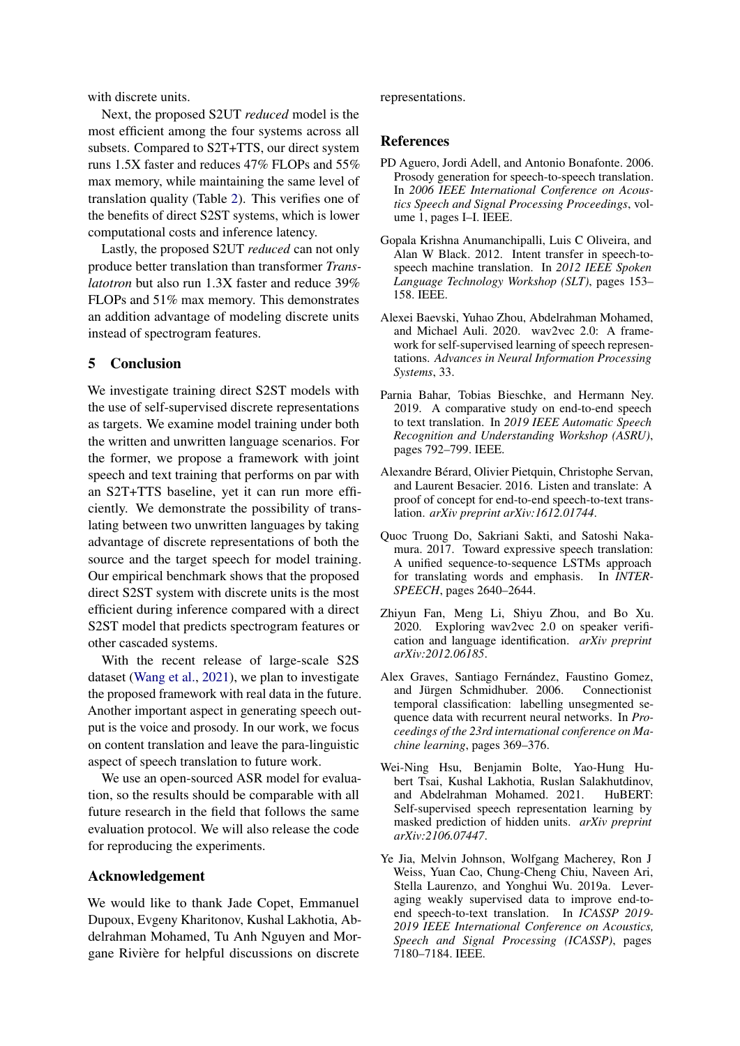with discrete units.

Next, the proposed S2UT *reduced* model is the most efficient among the four systems across all subsets. Compared to S2T+TTS, our direct system runs 1.5X faster and reduces 47% FLOPs and 55% max memory, while maintaining the same level of translation quality (Table 2). This verifies one of the benefits of direct S2ST systems, which is lower computational costs and inference latency.

Lastly, the proposed S2UT *reduced* can not only produce better translation than transformer *Translatotron* but also run 1.3X faster and reduce 39% FLOPs and 51% max memory. This demonstrates an addition advantage of modeling discrete units instead of spectrogram features.

## 5 Conclusion

We investigate training direct S2ST models with the use of self-supervised discrete representations as targets. We examine model training under both the written and unwritten language scenarios. For the former, we propose a framework with joint speech and text training that performs on par with an S2T+TTS baseline, yet it can run more efficiently. We demonstrate the possibility of translating between two unwritten languages by taking advantage of discrete representations of both the source and the target speech for model training. Our empirical benchmark shows that the proposed direct S2ST system with discrete units is the most efficient during inference compared with a direct S2ST model that predicts spectrogram features or other cascaded systems.

With the recent release of large-scale S2S dataset (Wang et al., 2021), we plan to investigate the proposed framework with real data in the future. Another important aspect in generating speech output is the voice and prosody. In our work, we focus on content translation and leave the para-linguistic aspect of speech translation to future work.

We use an open-sourced ASR model for evaluation, so the results should be comparable with all future research in the field that follows the same evaluation protocol. We will also release the code for reproducing the experiments.

## Acknowledgement

We would like to thank Jade Copet, Emmanuel Dupoux, Evgeny Kharitonov, Kushal Lakhotia, Abdelrahman Mohamed, Tu Anh Nguyen and Morgane Rivière for helpful discussions on discrete representations.

## References

PD Aguero, Jordi Adell, and Antonio Bonafonte. 2006. Prosody generation for speech-to-speech translation. In *2006 IEEE International Conference on Acoustics Speech and Signal Processing Proceedings*, volume 1, pages I–I. IEEE.

Gopala Krishna Anumanchipalli, Luis C Oliveira, and Alan W Black. 2012. Intent transfer in speech-to-speech machine translation. In *2012 IEEE Spoken Language Technology Workshop (SLT)*, pages 153–158. IEEE.

Alexei Baevski, Yuhao Zhou, Abdelrahman Mohamed, and Michael Auli. 2020. wav2vec 2.0: A framework for self-supervised learning of speech representations. *Advances in Neural Information Processing Systems*, 33.

Parnia Bahar, Tobias Bieschke, and Hermann Ney. 2019. A comparative study on end-to-end speech to text translation. In *2019 IEEE Automatic Speech Recognition and Understanding Workshop (ASRU)*, pages 792–799. IEEE.

Alexandre Bérard, Olivier Pietquin, Christophe Servan, and Laurent Besacier. 2016. Listen and translate: A proof of concept for end-to-end speech-to-text translation. *arXiv preprint arXiv:1612.01744*.

Quoc Truong Do, Sakriani Sakti, and Satoshi Nakamura. 2017. Toward expressive speech translation: A unified sequence-to-sequence LSTMs approach for translating words and emphasis. In *INTERSPEECH*, pages 2640–2644.

Zhiyun Fan, Meng Li, Shiyu Zhou, and Bo Xu. 2020. Exploring wav2vec 2.0 on speaker verification and language identification. *arXiv preprint arXiv:2012.06185*.

Alex Graves, Santiago Fernández, Faustino Gomez, and Jürgen Schmidhuber. 2006. Connectionist temporal classification: labelling unsegmented sequence data with recurrent neural networks. In *Proceedings of the 23rd international conference on Machine learning*, pages 369–376.

Wei-Ning Hsu, Benjamin Bolte, Yao-Hung Hubert Tsai, Kushal Lakhotia, Ruslan Salakhutdinov, and Abdelrahman Mohamed. 2021. HuBERT: Self-supervised speech representation learning by masked prediction of hidden units. *arXiv preprint arXiv:2106.07447*.

Ye Jia, Melvin Johnson, Wolfgang Macherey, Ron J Weiss, Yuan Cao, Chung-Cheng Chiu, Naveen Ari, Stella Laurenzo, and Yonghui Wu. 2019a. Leveraging weakly supervised data to improve end-to-end speech-to-text translation. In *ICASSP 2019-2019 IEEE International Conference on Acoustics, Speech and Signal Processing (ICASSP)*, pages 7180–7184. IEEE.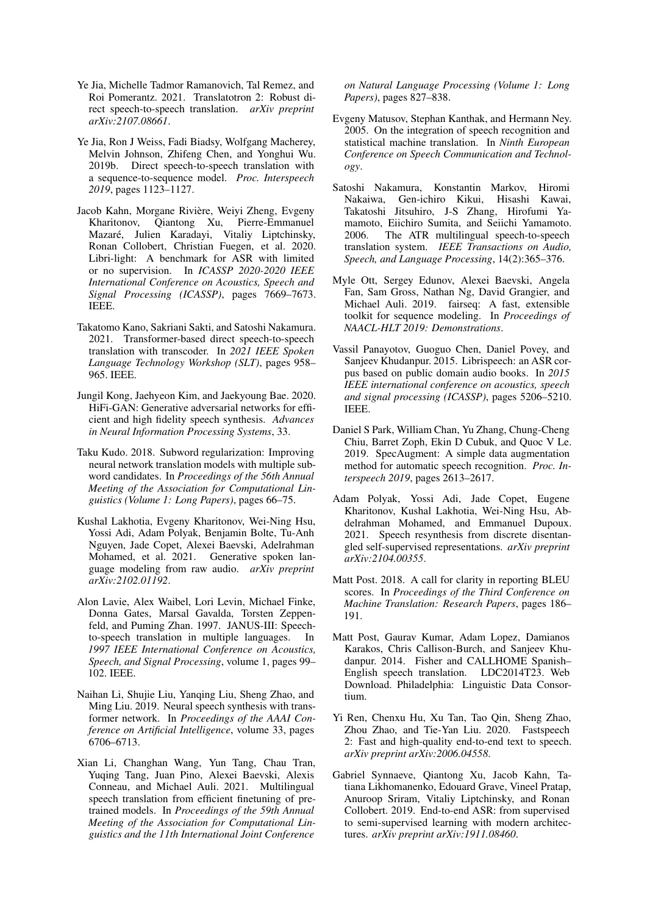Ye Jia, Michelle Tadmor Ramanovich, Tal Remez, and Roi Pomerantz. 2021. Translatotron 2: Robust direct speech-to-speech translation. *arXiv preprint arXiv:2107.08661*.

Ye Jia, Ron J Weiss, Fadi Biadsy, Wolfgang Macherey, Melvin Johnson, Zhifeng Chen, and Yonghui Wu. 2019b. Direct speech-to-speech translation with a sequence-to-sequence model. *Proc. Interspeech 2019*, pages 1123–1127.

Jacob Kahn, Morgane Rivière, Weiyi Zheng, Evgeny Kharitonov, Qiantong Xu, Pierre-Emmanuel Mazaré, Julien Karadayi, Vitaliy Liptchinsky, Ronan Collobert, Christian Fuegen, et al. 2020. Libri-light: A benchmark for ASR with limited or no supervision. In *ICASSP 2020-2020 IEEE International Conference on Acoustics, Speech and Signal Processing (ICASSP)*, pages 7669–7673. IEEE.

Takatomo Kano, Sakriani Sakti, and Satoshi Nakamura. 2021. Transformer-based direct speech-to-speech translation with transcoder. In *2021 IEEE Spoken Language Technology Workshop (SLT)*, pages 958–965. IEEE.

Jungil Kong, Jaehyeon Kim, and Jaekyoung Bae. 2020. HiFi-GAN: Generative adversarial networks for efficient and high fidelity speech synthesis. *Advances in Neural Information Processing Systems*, 33.

Taku Kudo. 2018. Subword regularization: Improving neural network translation models with multiple subword candidates. In *Proceedings of the 56th Annual Meeting of the Association for Computational Linguistics (Volume 1: Long Papers)*, pages 66–75.

Kushal Lakhotia, Evgeny Kharitonov, Wei-Ning Hsu, Yossi Adi, Adam Polyak, Benjamin Bolte, Tu-Anh Nguyen, Jade Copet, Alexei Baevski, Adelrahman Mohamed, et al. 2021. Generative spoken language modeling from raw audio. *arXiv preprint arXiv:2102.01192*.

Alon Lavie, Alex Waibel, Lori Levin, Michael Finke, Donna Gates, Marsal Gavalda, Torsten Zeppenfeld, and Puming Zhan. 1997. JANUS-III: Speech-to-speech translation in multiple languages. In *1997 IEEE International Conference on Acoustics, Speech, and Signal Processing*, volume 1, pages 99–102. IEEE.

Naihan Li, Shujie Liu, Yanqing Liu, Sheng Zhao, and Ming Liu. 2019. Neural speech synthesis with transformer network. In *Proceedings of the AAAI Conference on Artificial Intelligence*, volume 33, pages 6706–6713.

Xian Li, Changhan Wang, Yun Tang, Chau Tran, Yuqing Tang, Juan Pino, Alexei Baevski, Alexis Conneau, and Michael Auli. 2021. Multilingual speech translation from efficient finetuning of pretrained models. In *Proceedings of the 59th Annual Meeting of the Association for Computational Linguistics and the 11th International Joint Conference on Natural Language Processing (Volume 1: Long Papers)*, pages 827–838.

Evgeny Matusov, Stephan Kanthak, and Hermann Ney. 2005. On the integration of speech recognition and statistical machine translation. In *Ninth European Conference on Speech Communication and Technology*.

Satoshi Nakamura, Konstantin Markov, Hiromi Nakaiwa, Gen-ichiro Kikui, Hisashi Kawai, Takatoshi Jitsuhiro, J-S Zhang, Hirofumi Yamamoto, Eiichiro Sumita, and Seiichi Yamamoto. 2006. The ATR multilingual speech-to-speech translation system. *IEEE Transactions on Audio, Speech, and Language Processing*, 14(2):365–376.

Myle Ott, Sergey Edunov, Alexei Baevski, Angela Fan, Sam Gross, Nathan Ng, David Grangier, and Michael Auli. 2019. fairseq: A fast, extensible toolkit for sequence modeling. In *Proceedings of NAACL-HLT 2019: Demonstrations*.

Vassil Panayotov, Guoguo Chen, Daniel Povey, and Sanjeev Khudanpur. 2015. Librispeech: an ASR corpus based on public domain audio books. In *2015 IEEE international conference on acoustics, speech and signal processing (ICASSP)*, pages 5206–5210. IEEE.

Daniel S Park, William Chan, Yu Zhang, Chung-Cheng Chiu, Barret Zoph, Ekin D Cubuk, and Quoc V Le. 2019. SpecAugment: A simple data augmentation method for automatic speech recognition. *Proc. Interspeech 2019*, pages 2613–2617.

Adam Polyak, Yossi Adi, Jade Copet, Eugene Kharitonov, Kushal Lakhotia, Wei-Ning Hsu, Abdelrahman Mohamed, and Emmanuel Dupoux. 2021. Speech resynthesis from discrete disentangled self-supervised representations. *arXiv preprint arXiv:2104.00355*.

Matt Post. 2018. A call for clarity in reporting BLEU scores. In *Proceedings of the Third Conference on Machine Translation: Research Papers*, pages 186–191.

Matt Post, Gaurav Kumar, Adam Lopez, Damianos Karakos, Chris Callison-Burch, and Sanjeev Khudanpur. 2014. Fisher and CALLHOME Spanish–English speech translation. LDC2014T23. Web Download. Philadelphia: Linguistic Data Consortium.

Yi Ren, Chenxu Hu, Xu Tan, Tao Qin, Sheng Zhao, Zhou Zhao, and Tie-Yan Liu. 2020. Fastspeech 2: Fast and high-quality end-to-end text to speech. *arXiv preprint arXiv:2006.04558*.

Gabriel Synnaeve, Qiantong Xu, Jacob Kahn, Tatiana Likhomanenko, Edouard Grave, Vineel Pratap, Anuroop Sriram, Vitaliy Liptchinsky, and Ronan Collobert. 2019. End-to-end ASR: from supervised to semi-supervised learning with modern architectures. *arXiv preprint arXiv:1911.08460*.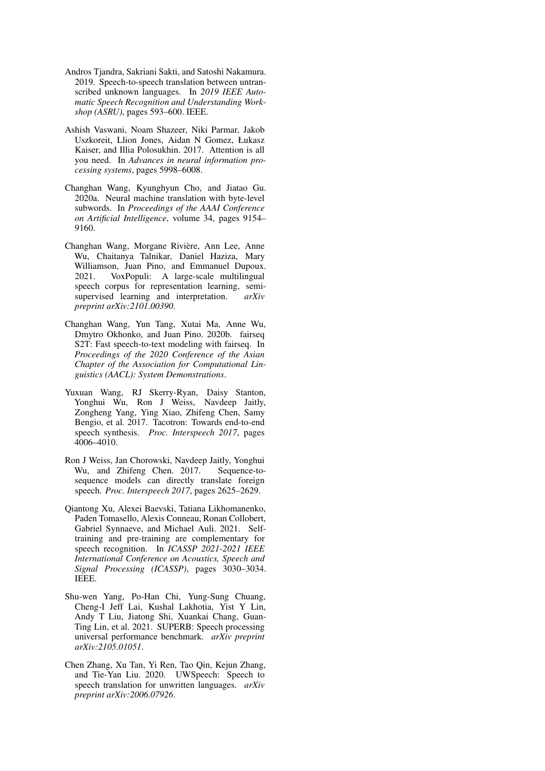Andros Tjandra, Sakriani Sakti, and Satoshi Nakamura. 2019. Speech-to-speech translation between untranscribed unknown languages. In *2019 IEEE Automatic Speech Recognition and Understanding Workshop (ASRU)*, pages 593–600. IEEE.

Ashish Vaswani, Noam Shazeer, Niki Parmar, Jakob Uszkoreit, Llion Jones, Aidan N Gomez, Łukasz Kaiser, and Illia Polosukhin. 2017. Attention is all you need. In *Advances in neural information processing systems*, pages 5998–6008.

Changhan Wang, Kyunghyun Cho, and Jiatao Gu. 2020a. Neural machine translation with byte-level subwords. In *Proceedings of the AAAI Conference on Artificial Intelligence*, volume 34, pages 9154–9160.

Changhan Wang, Morgane Rivière, Ann Lee, Anne Wu, Chaitanya Talnikar, Daniel Haziza, Mary Williamson, Juan Pino, and Emmanuel Dupoux. 2021. VoxPopuli: A large-scale multilingual speech corpus for representation learning, semi-supervised learning and interpretation. *arXiv preprint arXiv:2101.00390*.

Changhan Wang, Yun Tang, Xutai Ma, Anne Wu, Dmytro Okhonko, and Juan Pino. 2020b. fairseq S2T: Fast speech-to-text modeling with fairseq. In *Proceedings of the 2020 Conference of the Asian Chapter of the Association for Computational Linguistics (AACL): System Demonstrations*.

Yuxuan Wang, RJ Skerry-Ryan, Daisy Stanton, Yonghui Wu, Ron J Weiss, Navdeep Jaitly, Zongheng Yang, Ying Xiao, Zhifeng Chen, Samy Bengio, et al. 2017. Tacotron: Towards end-to-end speech synthesis. *Proc. Interspeech 2017*, pages 4006–4010.

Ron J Weiss, Jan Chorowski, Navdeep Jaitly, Yonghui Wu, and Zhifeng Chen. 2017. Sequence-to-sequence models can directly translate foreign speech. *Proc. Interspeech 2017*, pages 2625–2629.

Qiantong Xu, Alexei Baevski, Tatiana Likhomanenko, Paden Tomasello, Alexis Conneau, Ronan Collobert, Gabriel Synnaeve, and Michael Auli. 2021. Self-training and pre-training are complementary for speech recognition. In *ICASSP 2021-2021 IEEE International Conference on Acoustics, Speech and Signal Processing (ICASSP)*, pages 3030–3034. IEEE.

Shu-wen Yang, Po-Han Chi, Yung-Sung Chuang, Cheng-I Jeff Lai, Kushal Lakhotia, Yist Y Lin, Andy T Liu, Jiatong Shi, Xuankai Chang, Guan-Ting Lin, et al. 2021. SUPERB: Speech processing universal performance benchmark. *arXiv preprint arXiv:2105.01051*.

Chen Zhang, Xu Tan, Yi Ren, Tao Qin, Kejun Zhang, and Tie-Yan Liu. 2020. UWSpeech: Speech to speech translation for unwritten languages. *arXiv preprint arXiv:2006.07926*.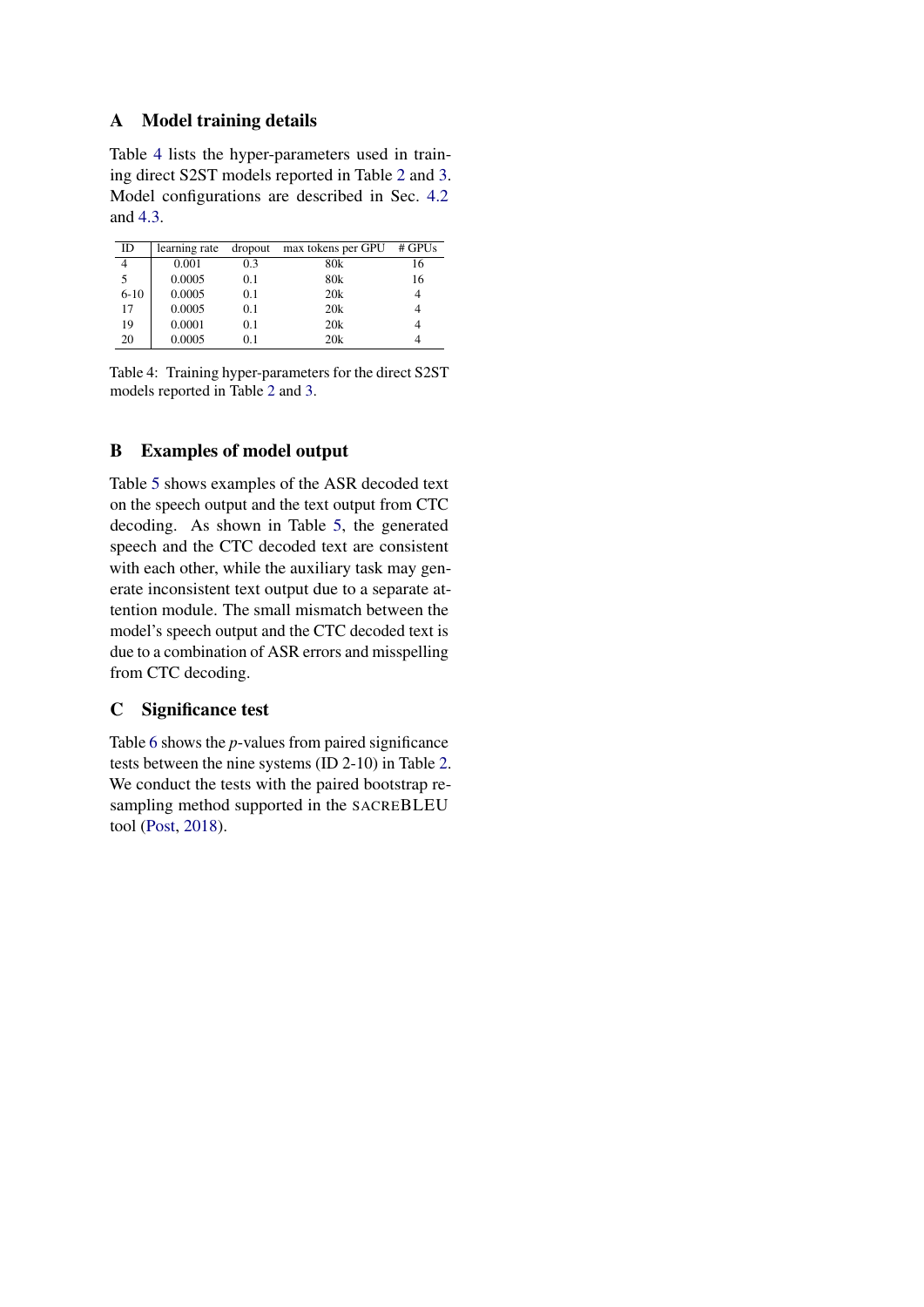## A Model training details

Table 4 lists the hyper-parameters used in training direct S2ST models reported in Table 2 and 3. Model configurations are described in Sec. 4.2 and 4.3.

| ID | learning rate | dropout | max tokens per GPU | # GPUs |
|---|---|---|---|---|
| 4 | 0.001 | 0.3 | 80k | 16 |
| 5 | 0.0005 | 0.1 | 80k | 16 |
| 6-10 | 0.0005 | 0.1 | 20k | 4 |
| 17 | 0.0005 | 0.1 | 20k | 4 |
| 19 | 0.0001 | 0.1 | 20k | 4 |
| 20 | 0.0005 | 0.1 | 20k | 4 |

Table 4: Training hyper-parameters for the direct S2ST models reported in Table 2 and 3.

## B Examples of model output

Table 5 shows examples of the ASR decoded text on the speech output and the text output from CTC decoding. As shown in Table 5, the generated speech and the CTC decoded text are consistent with each other, while the auxiliary task may generate inconsistent text output due to a separate attention module. The small mismatch between the model's speech output and the CTC decoded text is due to a combination of ASR errors and misspelling from CTC decoding.

## C Significance test

Table 6 shows the *p*-values from paired significance tests between the nine systems (ID 2-10) in Table 2. We conduct the tests with the paired bootstrap resampling method supported in the SACREBLEU tool (Post, 2018).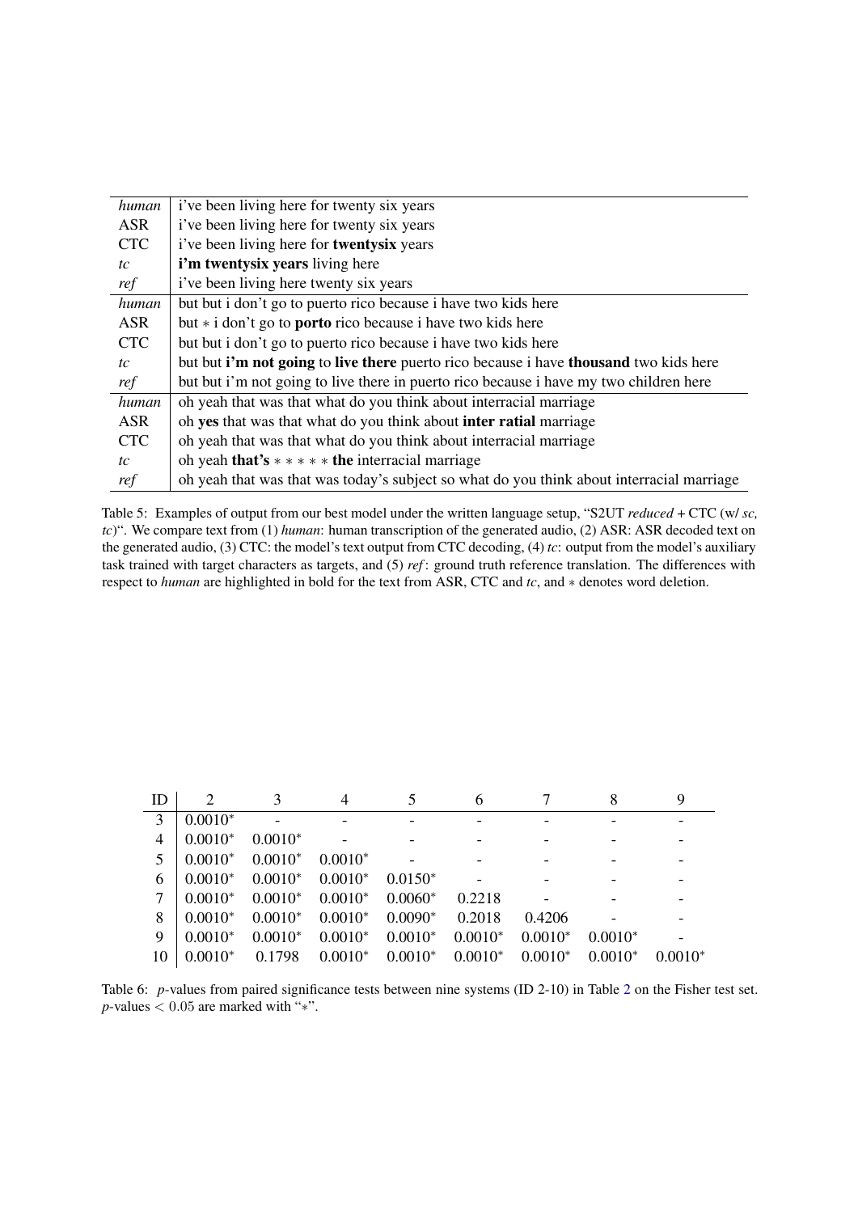| | |
|---|---|
| *human* | i've been living here for twenty six years |
| ASR | i've been living here for twenty six years |
| CTC | i've been living here for **twentysix** years |
| *tc* | **i'm twentysix years** living here |
| *ref* | i've been living here twenty six years |
| *human* | but but i don't go to puerto rico because i have two kids here |
| ASR | but $*$ i don't go to **porto** rico because i have two kids here |
| CTC | but but i don't go to puerto rico because i have two kids here |
| *tc* | but but **i'm not going** to **live there** puerto rico because i have **thousand** two kids here |
| *ref* | but but i'm not going to live there in puerto rico because i have my two children here |
| *human* | oh yeah that was that what do you think about interracial marriage |
| ASR | oh **yes** that was that what do you think about **inter ratial** marriage |
| CTC | oh yeah that was that what do you think about interracial marriage |
| *tc* | oh yeah **that's** $* * * * *$ **the** interracial marriage |
| *ref* | oh yeah that was that was today's subject so what do you think about interracial marriage |

Table 5: Examples of output from our best model under the written language setup, "S2UT *reduced* + CTC (w/ *sc, tc*)". We compare text from (1) *human*: human transcription of the generated audio, (2) ASR: ASR decoded text on the generated audio, (3) CTC: the model's text output from CTC decoding, (4) *tc*: output from the model's auxiliary task trained with target characters as targets, and (5) *ref*: ground truth reference translation. The differences with respect to *human* are highlighted in bold for the text from ASR, CTC and *tc*, and $*$ denotes word deletion.

| ID | 2 | 3 | 4 | 5 | 6 | 7 | 8 | 9 |
|---|---|---|---|---|---|---|---|---|
| 3 | 0.0010* | - | - | - | - | - | - | - |
| 4 | 0.0010* | 0.0010* | - | - | - | - | - | - |
| 5 | 0.0010* | 0.0010* | 0.0010* | - | - | - | - | - |
| 6 | 0.0010* | 0.0010* | 0.0010* | 0.0150* | - | - | - | - |
| 7 | 0.0010* | 0.0010* | 0.0010* | 0.0060* | 0.2218 | - | - | - |
| 8 | 0.0010* | 0.0010* | 0.0010* | 0.0090* | 0.2018 | 0.4206 | - | - |
| 9 | 0.0010* | 0.0010* | 0.0010* | 0.0010* | 0.0010* | 0.0010* | 0.0010* | - |
| 10 | 0.0010* | 0.1798 | 0.0010* | 0.0010* | 0.0010* | 0.0010* | 0.0010* | 0.0010* |

Table 6: $p$-values from paired significance tests between nine systems (ID 2-10) in Table 2 on the Fisher test set. $p$-values $< 0.05$ are marked with "$*$".